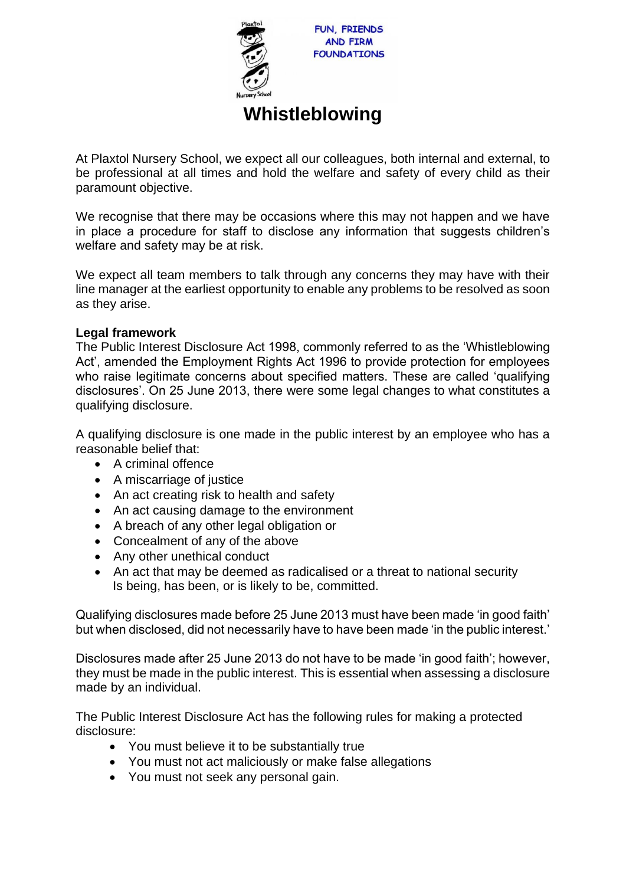FUN, FRIENDS AND FIRM FOUNDATIONS

# Whistleblowing

At Plaxtol Nursery School, we expect all our colleagues, both internal and external, to be professional at all times and hold the welfare and safety of every child as their paramount objective.

We recognise that there may be occasions where this may not happen and we have in place a procedure for staff to disclose any information that suggests children's welfare and safety may be at risk.

We expect all team members to talk through any concerns they may have with their line manager at the earliest opportunity to enable any problems to be resolved as soon as they arise.

**Legal framework**

The Public Interest Disclosure Act 1998, commonly referred to as the 'Whistleblowing Act', amended the Employment Rights Act 1996 to provide protection for employees who raise legitimate concerns about specified matters. These are called 'qualifying disclosures'. On 25 June 2013, there were some legal changes to what constitutes a qualifying disclosure.

A qualifying disclosure is one made in the public interest by an employee who has a reasonable belief that:

- A criminal offence
- A miscarriage of justice
- An act creating risk to health and safety
- An act causing damage to the environment
- A breach of any other legal obligation or
- Concealment of any of the above
- Any other unethical conduct
- An act that may be deemed as radicalised or a threat to national security

Is being, has been, or is likely to be, committed.

Qualifying disclosures made before 25 June 2013 must have been made 'in good faith' but when disclosed, did not necessarily have to have been made 'in the public interest.'

Disclosures made after 25 June 2013 do not have to be made 'in good faith'; however, they must be made in the public interest. This is essential when assessing a disclosure made by an individual.

The Public Interest Disclosure Act has the following rules for making a protected disclosure:

- You must believe it to be substantially true
- You must not act maliciously or make false allegations
- You must not seek any personal gain.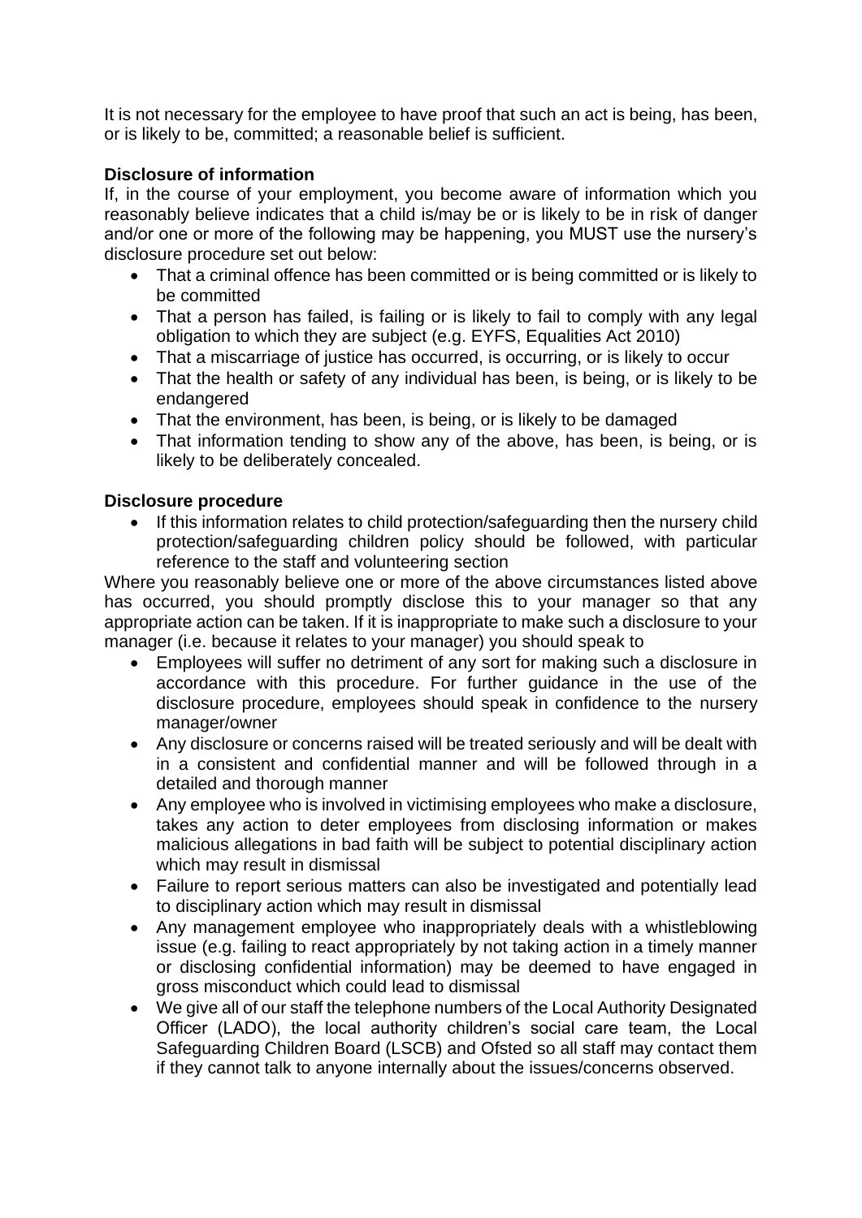It is not necessary for the employee to have proof that such an act is being, has been, or is likely to be, committed; a reasonable belief is sufficient.

**Disclosure of information**

If, in the course of your employment, you become aware of information which you reasonably believe indicates that a child is/may be or is likely to be in risk of danger and/or one or more of the following may be happening, you MUST use the nursery's disclosure procedure set out below:

- That a criminal offence has been committed or is being committed or is likely to be committed
- That a person has failed, is failing or is likely to fail to comply with any legal obligation to which they are subject (e.g. EYFS, Equalities Act 2010)
- That a miscarriage of justice has occurred, is occurring, or is likely to occur
- That the health or safety of any individual has been, is being, or is likely to be endangered
- That the environment, has been, is being, or is likely to be damaged
- That information tending to show any of the above, has been, is being, or is likely to be deliberately concealed.

**Disclosure procedure**

- If this information relates to child protection/safeguarding then the nursery child protection/safeguarding children policy should be followed, with particular reference to the staff and volunteering section

Where you reasonably believe one or more of the above circumstances listed above has occurred, you should promptly disclose this to your manager so that any appropriate action can be taken. If it is inappropriate to make such a disclosure to your manager (i.e. because it relates to your manager) you should speak to

- Employees will suffer no detriment of any sort for making such a disclosure in accordance with this procedure. For further guidance in the use of the disclosure procedure, employees should speak in confidence to the nursery manager/owner
- Any disclosure or concerns raised will be treated seriously and will be dealt with in a consistent and confidential manner and will be followed through in a detailed and thorough manner
- Any employee who is involved in victimising employees who make a disclosure, takes any action to deter employees from disclosing information or makes malicious allegations in bad faith will be subject to potential disciplinary action which may result in dismissal
- Failure to report serious matters can also be investigated and potentially lead to disciplinary action which may result in dismissal
- Any management employee who inappropriately deals with a whistleblowing issue (e.g. failing to react appropriately by not taking action in a timely manner or disclosing confidential information) may be deemed to have engaged in gross misconduct which could lead to dismissal
- We give all of our staff the telephone numbers of the Local Authority Designated Officer (LADO), the local authority children's social care team, the Local Safeguarding Children Board (LSCB) and Ofsted so all staff may contact them if they cannot talk to anyone internally about the issues/concerns observed.